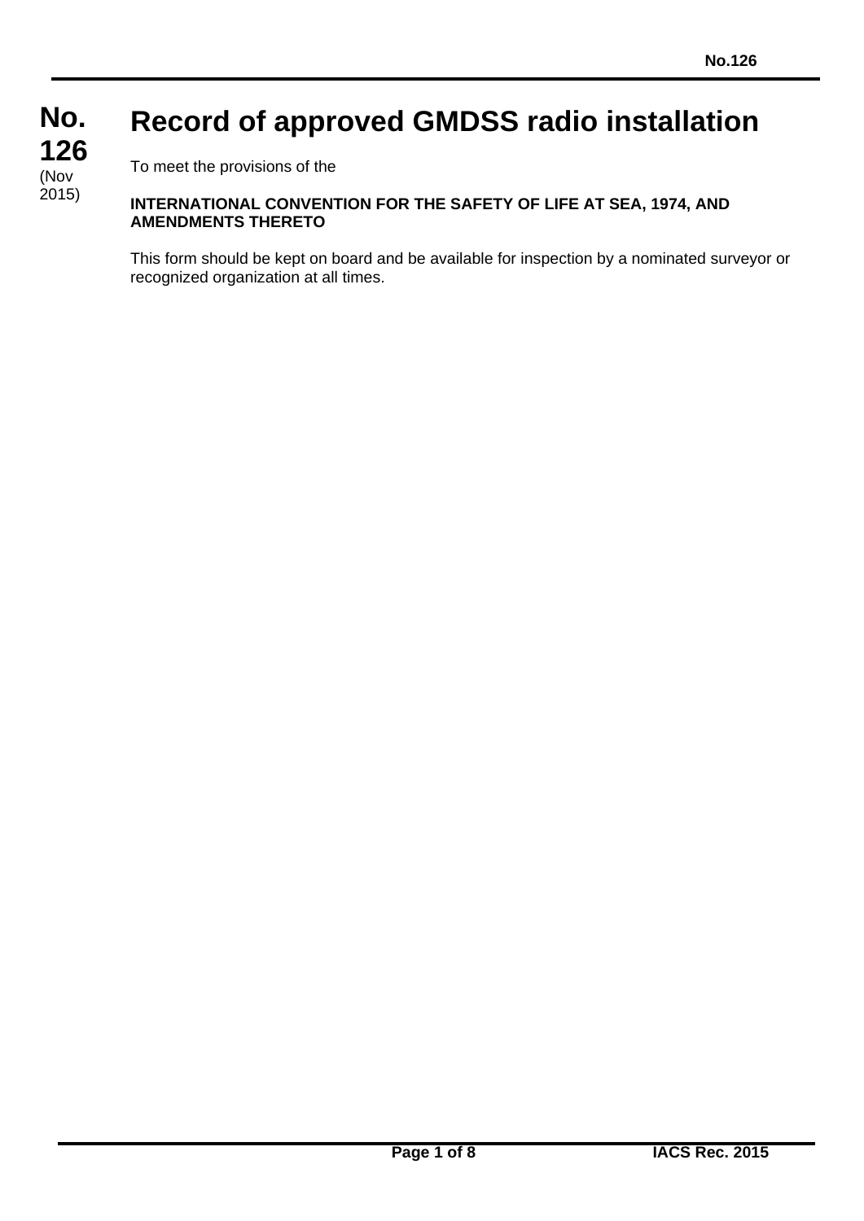**No. 126**
(Nov 2015)

# Record of approved GMDSS radio installation

To meet the provisions of the

**INTERNATIONAL CONVENTION FOR THE SAFETY OF LIFE AT SEA, 1974, AND AMENDMENTS THERETO**

This form should be kept on board and be available for inspection by a nominated surveyor or recognized organization at all times.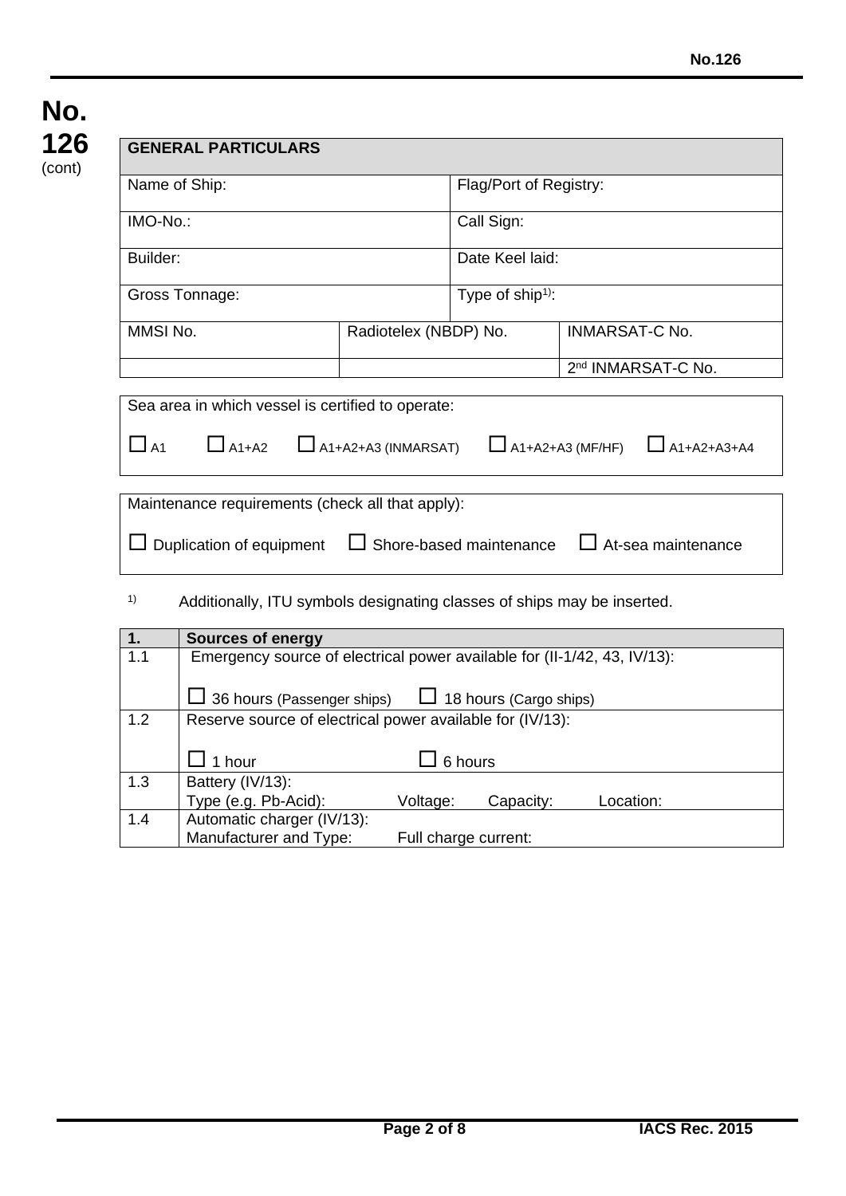**No. 126** (cont)

| **GENERAL PARTICULARS** | | |
|---|---|---|
| Name of Ship: | Flag/Port of Registry: | |
| IMO-No.: | Call Sign: | |
| Builder: | Date Keel laid: | |
| Gross Tonnage: | Type of ship[1]: | |
| MMSI No. | Radiotelex (NBDP) No. | INMARSAT-C No. |
| | | 2nd INMARSAT-C No. |

Sea area in which vessel is certified to operate:

☐ A1 ☐ A1+A2 ☐ A1+A2+A3 (INMARSAT) ☐ A1+A2+A3 (MF/HF) ☐ A1+A2+A3+A4

Maintenance requirements (check all that apply):

☐ Duplication of equipment ☐ Shore-based maintenance ☐ At-sea maintenance

[1] Additionally, ITU symbols designating classes of ships may be inserted.

| **1.** | **Sources of energy** |
|---|---|
| 1.1 | Emergency source of electrical power available for (II-1/42, 43, IV/13):<br><br>☐ 36 hours (Passenger ships) ☐ 18 hours (Cargo ships) |
| 1.2 | Reserve source of electrical power available for (IV/13):<br><br>☐ 1 hour ☐ 6 hours |
| 1.3 | Battery (IV/13):<br>Type (e.g. Pb-Acid): Voltage: Capacity: Location: |
| 1.4 | Automatic charger (IV/13):<br>Manufacturer and Type: Full charge current: |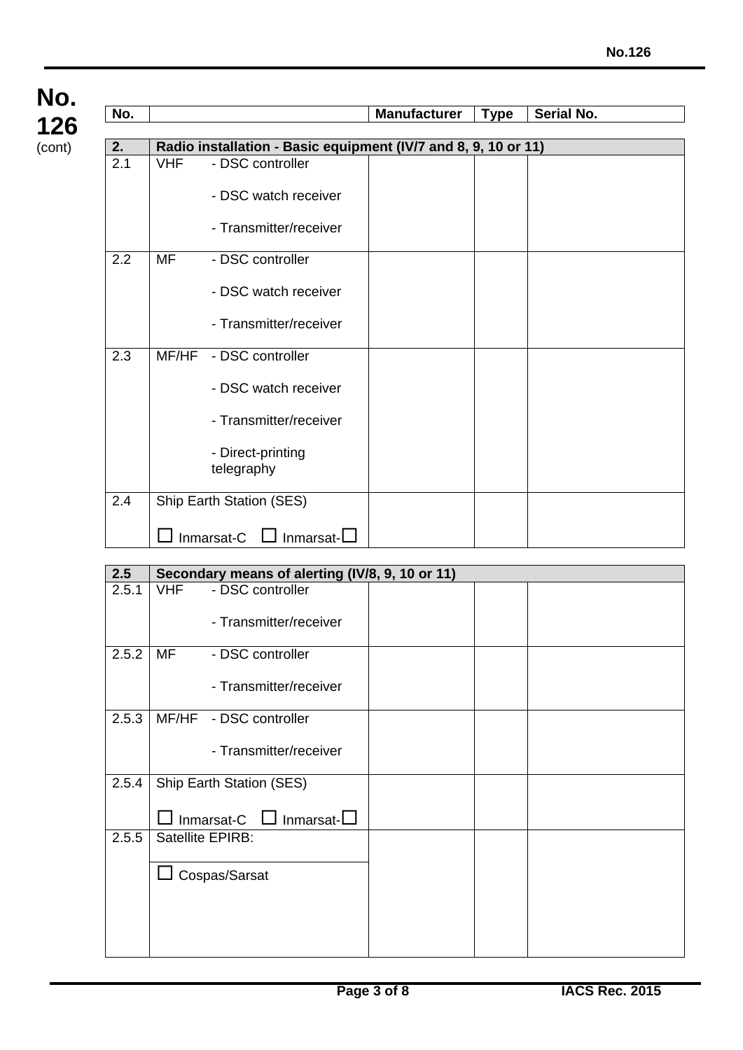**No. 126** (cont)

| No. | | Manufacturer | Type | Serial No. |
|---|---|---|---|---|
| **2.** | **Radio installation - Basic equipment (IV/7 and 8, 9, 10 or 11)** | | | |
| 2.1 | VHF - DSC controller<br>- DSC watch receiver<br>- Transmitter/receiver | | | |
| 2.2 | MF - DSC controller<br>- DSC watch receiver<br>- Transmitter/receiver | | | |
| 2.3 | MF/HF - DSC controller<br>- DSC watch receiver<br>- Transmitter/receiver<br>- Direct-printing telegraphy | | | |
| 2.4 | Ship Earth Station (SES)<br>☐ Inmarsat-C ☐ Inmarsat-☐ | | | |
| **2.5** | **Secondary means of alerting (IV/8, 9, 10 or 11)** | | | |
| 2.5.1 | VHF - DSC controller<br>- Transmitter/receiver | | | |
| 2.5.2 | MF - DSC controller<br>- Transmitter/receiver | | | |
| 2.5.3 | MF/HF - DSC controller<br>- Transmitter/receiver | | | |
| 2.5.4 | Ship Earth Station (SES)<br>☐ Inmarsat-C ☐ Inmarsat-☐ | | | |
| 2.5.5 | Satellite EPIRB:<br>☐ Cospas/Sarsat | | | |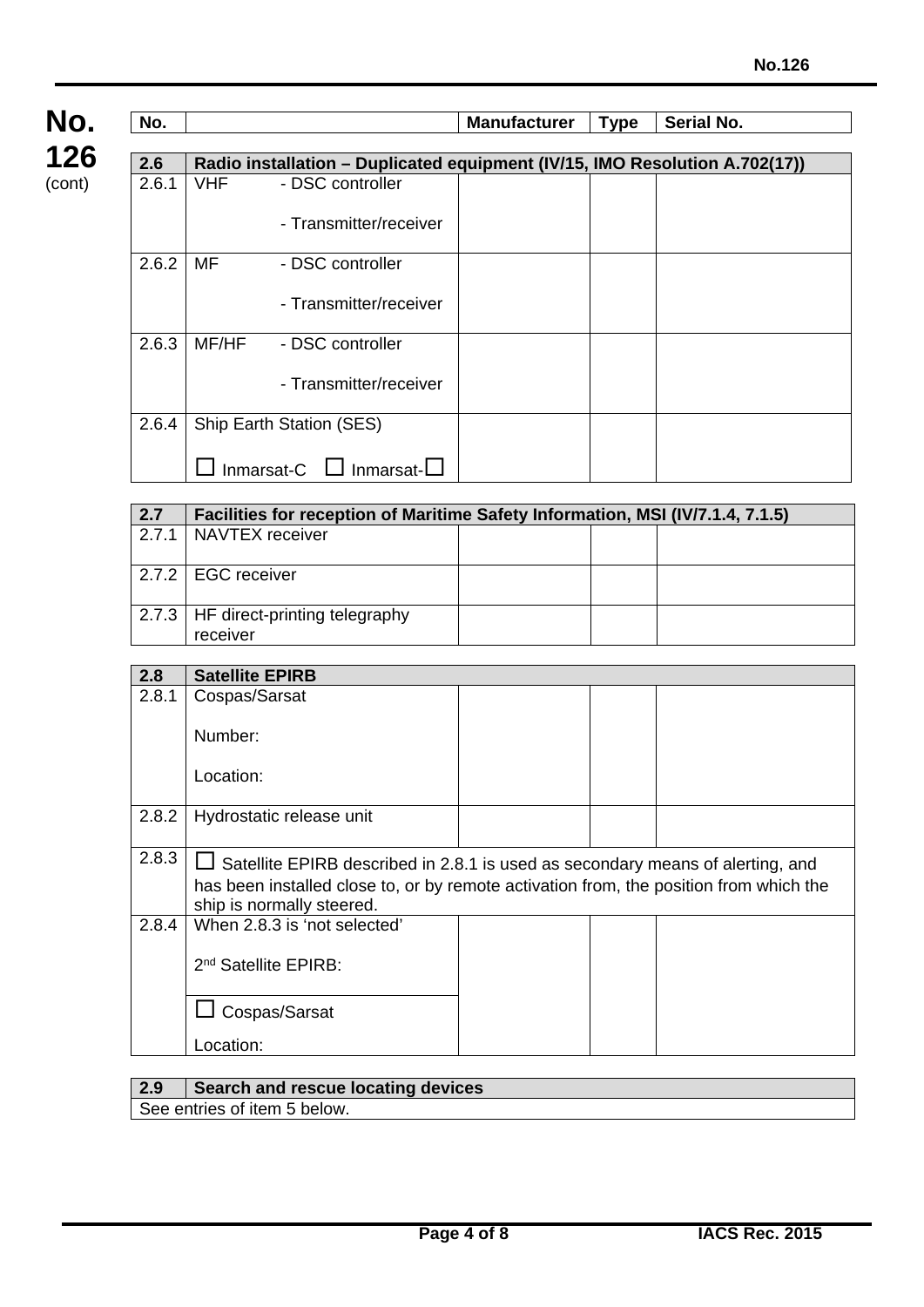| No. | | Manufacturer | Type | Serial No. |
|---|---|---|---|---|
| **2.6** | **Radio installation – Duplicated equipment (IV/15, IMO Resolution A.702(17))** | | | |
| 2.6.1 | VHF - DSC controller<br><br>- Transmitter/receiver | | | |
| 2.6.2 | MF - DSC controller<br><br>- Transmitter/receiver | | | |
| 2.6.3 | MF/HF - DSC controller<br><br>- Transmitter/receiver | | | |
| 2.6.4 | Ship Earth Station (SES)<br><br>☐ Inmarsat-C ☐ Inmarsat-☐ | | | |

| **2.7** | **Facilities for reception of Maritime Safety Information, MSI (IV/7.1.4, 7.1.5)** | | | |
|---|---|---|---|---|
| 2.7.1 | NAVTEX receiver | | | |
| 2.7.2 | EGC receiver | | | |
| 2.7.3 | HF direct-printing telegraphy receiver | | | |

| **2.8** | **Satellite EPIRB** | | | |
|---|---|---|---|---|
| 2.8.1 | Cospas/Sarsat<br><br>Number:<br><br>Location: | | | |
| 2.8.2 | Hydrostatic release unit | | | |
| 2.8.3 | ☐ Satellite EPIRB described in 2.8.1 is used as secondary means of alerting, and has been installed close to, or by remote activation from, the position from which the ship is normally steered. | | | |
| 2.8.4 | When 2.8.3 is 'not selected'<br><br>2nd Satellite EPIRB:<br><br>☐ Cospas/Sarsat<br><br>Location: | | | |

| **2.9** | **Search and rescue locating devices** |
|---|---|
| See entries of item 5 below. | |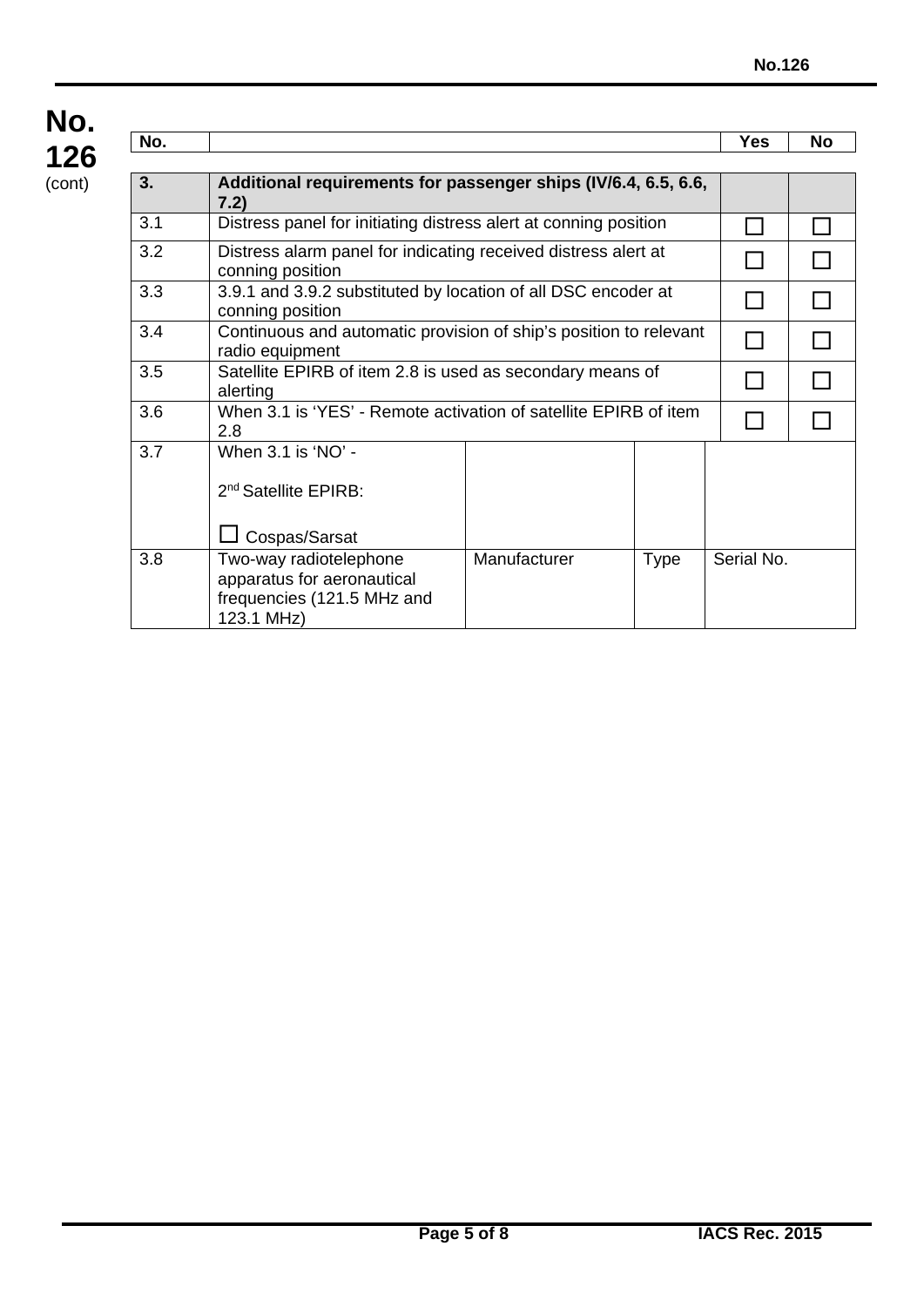**No. 126** (cont)

| No. | | | | Yes | No |
|---|---|---|---|---|---|
| **3.** | **Additional requirements for passenger ships (IV/6.4, 6.5, 6.6, 7.2)** | | | | |
| 3.1 | Distress panel for initiating distress alert at conning position | | | ☐ | ☐ |
| 3.2 | Distress alarm panel for indicating received distress alert at conning position | | | ☐ | ☐ |
| 3.3 | 3.9.1 and 3.9.2 substituted by location of all DSC encoder at conning position | | | ☐ | ☐ |
| 3.4 | Continuous and automatic provision of ship's position to relevant radio equipment | | | ☐ | ☐ |
| 3.5 | Satellite EPIRB of item 2.8 is used as secondary means of alerting | | | ☐ | ☐ |
| 3.6 | When 3.1 is 'YES' - Remote activation of satellite EPIRB of item 2.8 | | | ☐ | ☐ |
| 3.7 | When 3.1 is 'NO' - 2nd Satellite EPIRB: ☐ Cospas/Sarsat | | | | |
| 3.8 | Two-way radiotelephone apparatus for aeronautical frequencies (121.5 MHz and 123.1 MHz) | Manufacturer | Type | Serial No. | |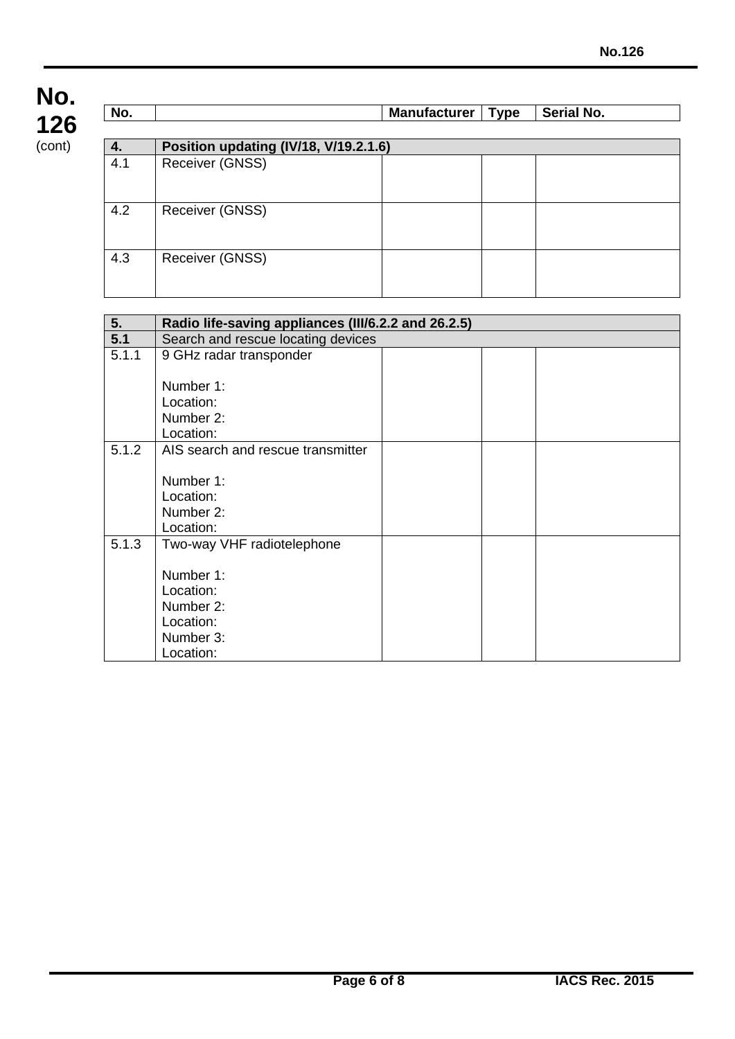| No. | | Manufacturer | Type | Serial No. |
|---|---|---|---|---|

| **4.** | **Position updating (IV/18, V/19.2.1.6)** | | | |
|---|---|---|---|---|
| 4.1 | Receiver (GNSS) | | | |
| 4.2 | Receiver (GNSS) | | | |
| 4.3 | Receiver (GNSS) | | | |

| **5.** | **Radio life-saving appliances (III/6.2.2 and 26.2.5)** | | | |
|---|---|---|---|---|
| **5.1** | Search and rescue locating devices | | | |
| 5.1.1 | 9 GHz radar transponder<br><br>Number 1:<br>Location:<br>Number 2:<br>Location: | | | |
| 5.1.2 | AIS search and rescue transmitter<br><br>Number 1:<br>Location:<br>Number 2:<br>Location: | | | |
| 5.1.3 | Two-way VHF radiotelephone<br><br>Number 1:<br>Location:<br>Number 2:<br>Location:<br>Number 3:<br>Location: | | | |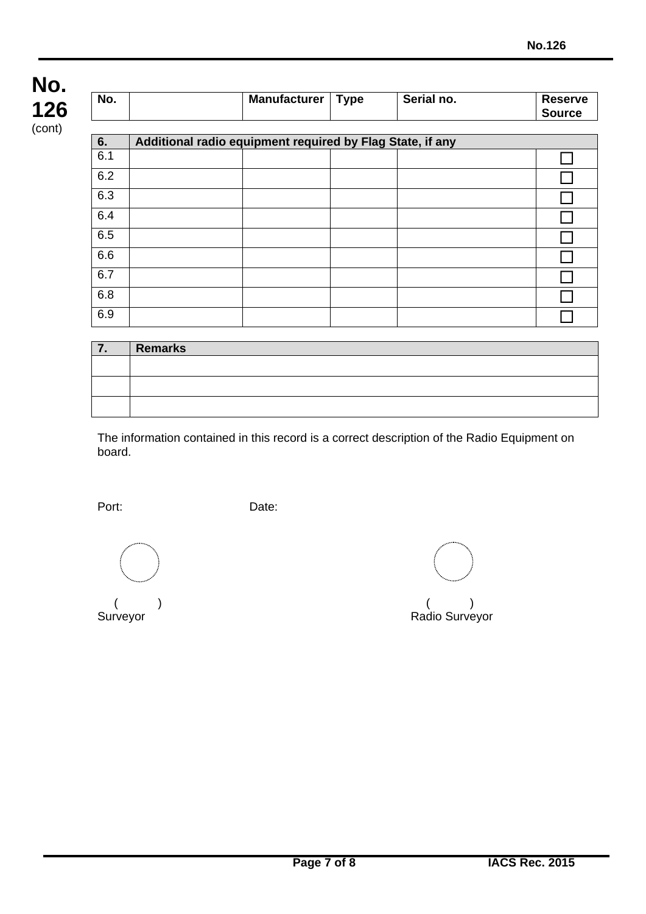**No. 126** (cont)

| No. | | Manufacturer | Type | Serial no. | Reserve Source |
|---|---|---|---|---|---|
| **6.** | **Additional radio equipment required by Flag State, if any** | | | | |
| 6.1 | | | | | ☐ |
| 6.2 | | | | | ☐ |
| 6.3 | | | | | ☐ |
| 6.4 | | | | | ☐ |
| 6.5 | | | | | ☐ |
| 6.6 | | | | | ☐ |
| 6.7 | | | | | ☐ |
| 6.8 | | | | | ☐ |
| 6.9 | | | | | ☐ |

| **7.** | **Remarks** |
|---|---|
| | |
| | |
| | |

The information contained in this record is a correct description of the Radio Equipment on board.

Port: Date:

( ) Surveyor

( ) Radio Surveyor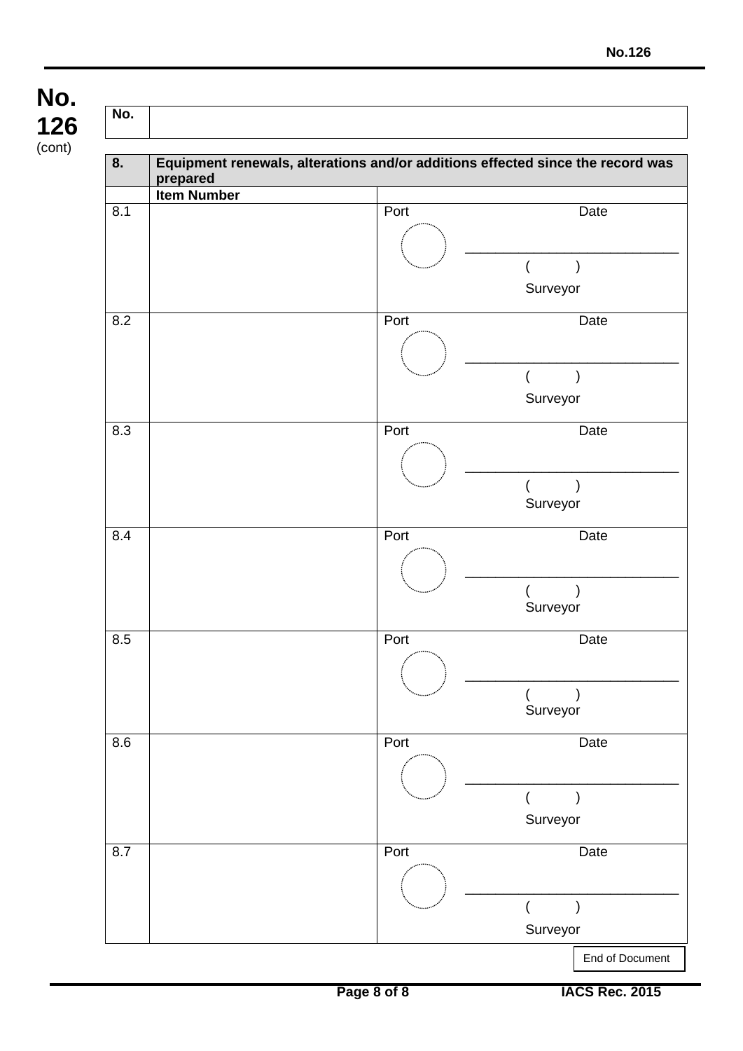**No. 126** (cont)

| No. | |
|---|---|

| 8. | Equipment renewals, alterations and/or additions effected since the record was prepared | |
|---|---|---|
| | **Item Number** | |
| 8.1 | | Port Date<br>\_\_\_\_\_\_\_\_\_\_\_\_\_\_\_\_\_\_\_\_\_\_\_\_\_\_\_\_<br>( )<br>Surveyor |
| 8.2 | | Port Date<br>\_\_\_\_\_\_\_\_\_\_\_\_\_\_\_\_\_\_\_\_\_\_\_\_\_\_\_\_<br>( )<br>Surveyor |
| 8.3 | | Port Date<br>\_\_\_\_\_\_\_\_\_\_\_\_\_\_\_\_\_\_\_\_\_\_\_\_\_\_\_\_<br>( )<br>Surveyor |
| 8.4 | | Port Date<br>\_\_\_\_\_\_\_\_\_\_\_\_\_\_\_\_\_\_\_\_\_\_\_\_\_\_\_\_<br>( )<br>Surveyor |
| 8.5 | | Port Date<br>\_\_\_\_\_\_\_\_\_\_\_\_\_\_\_\_\_\_\_\_\_\_\_\_\_\_\_\_<br>( )<br>Surveyor |
| 8.6 | | Port Date<br>\_\_\_\_\_\_\_\_\_\_\_\_\_\_\_\_\_\_\_\_\_\_\_\_\_\_\_\_<br>( )<br>Surveyor |
| 8.7 | | Port Date<br>\_\_\_\_\_\_\_\_\_\_\_\_\_\_\_\_\_\_\_\_\_\_\_\_\_\_\_\_<br>( )<br>Surveyor |

End of Document